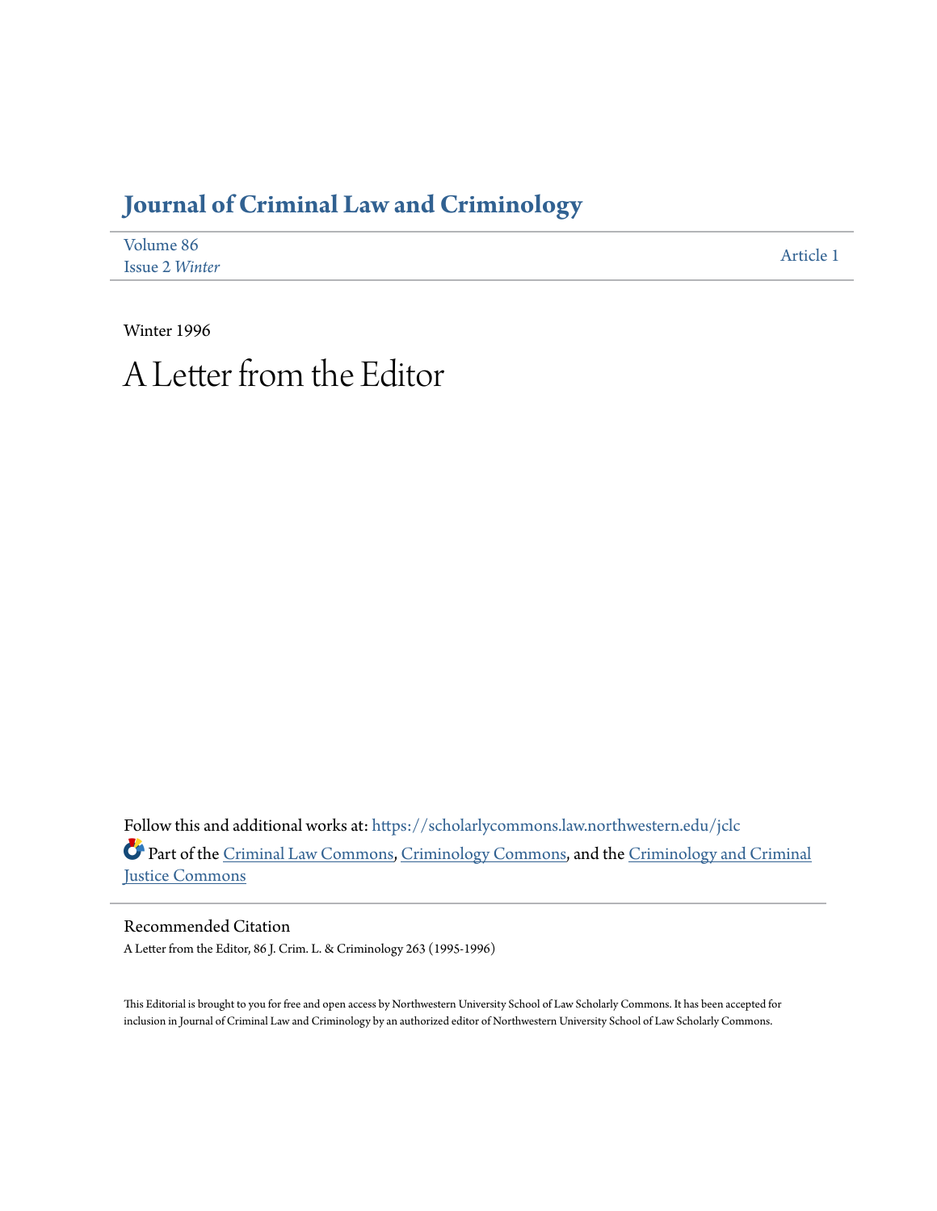# Journal of Criminal Law and Criminology

Volume 86
Issue 2 *Winter*

Article 1

Winter 1996

# A Letter from the Editor

Follow this and additional works at: https://scholarlycommons.law.northwestern.edu/jclc

Part of the Criminal Law Commons, Criminology Commons, and the Criminology and Criminal Justice Commons

## Recommended Citation

A Letter from the Editor, 86 J. Crim. L. & Criminology 263 (1995-1996)

This Editorial is brought to you for free and open access by Northwestern University School of Law Scholarly Commons. It has been accepted for inclusion in Journal of Criminal Law and Criminology by an authorized editor of Northwestern University School of Law Scholarly Commons.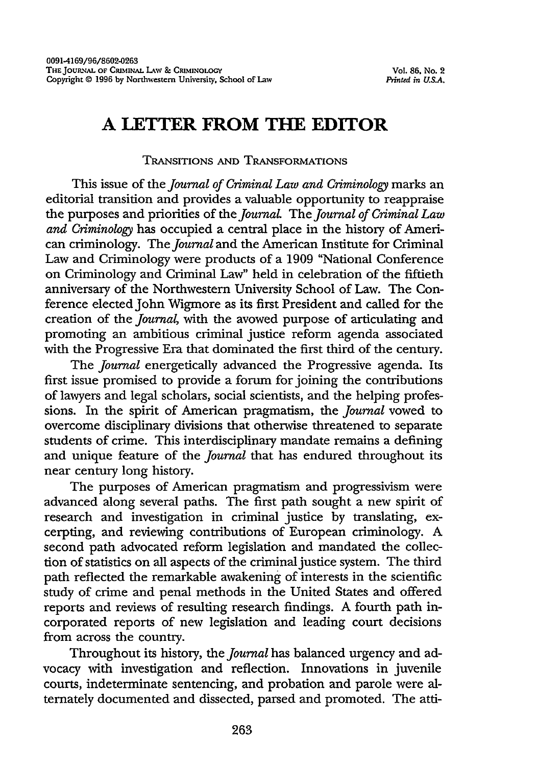# A LETTER FROM THE EDITOR

TRANSITIONS AND TRANSFORMATIONS

This issue of the *Journal of Criminal Law and Criminology* marks an editorial transition and provides a valuable opportunity to reappraise the purposes and priorities of the *Journal*. The *Journal of Criminal Law and Criminology* has occupied a central place in the history of American criminology. The *Journal* and the American Institute for Criminal Law and Criminology were products of a 1909 "National Conference on Criminology and Criminal Law" held in celebration of the fiftieth anniversary of the Northwestern University School of Law. The Conference elected John Wigmore as its first President and called for the creation of the *Journal*, with the avowed purpose of articulating and promoting an ambitious criminal justice reform agenda associated with the Progressive Era that dominated the first third of the century.

The *Journal* energetically advanced the Progressive agenda. Its first issue promised to provide a forum for joining the contributions of lawyers and legal scholars, social scientists, and the helping professions. In the spirit of American pragmatism, the *Journal* vowed to overcome disciplinary divisions that otherwise threatened to separate students of crime. This interdisciplinary mandate remains a defining and unique feature of the *Journal* that has endured throughout its near century long history.

The purposes of American pragmatism and progressivism were advanced along several paths. The first path sought a new spirit of research and investigation in criminal justice by translating, excerpting, and reviewing contributions of European criminology. A second path advocated reform legislation and mandated the collection of statistics on all aspects of the criminal justice system. The third path reflected the remarkable awakening of interests in the scientific study of crime and penal methods in the United States and offered reports and reviews of resulting research findings. A fourth path incorporated reports of new legislation and leading court decisions from across the country.

Throughout its history, the *Journal* has balanced urgency and advocacy with investigation and reflection. Innovations in juvenile courts, indeterminate sentencing, and probation and parole were alternately documented and dissected, parsed and promoted. The atti-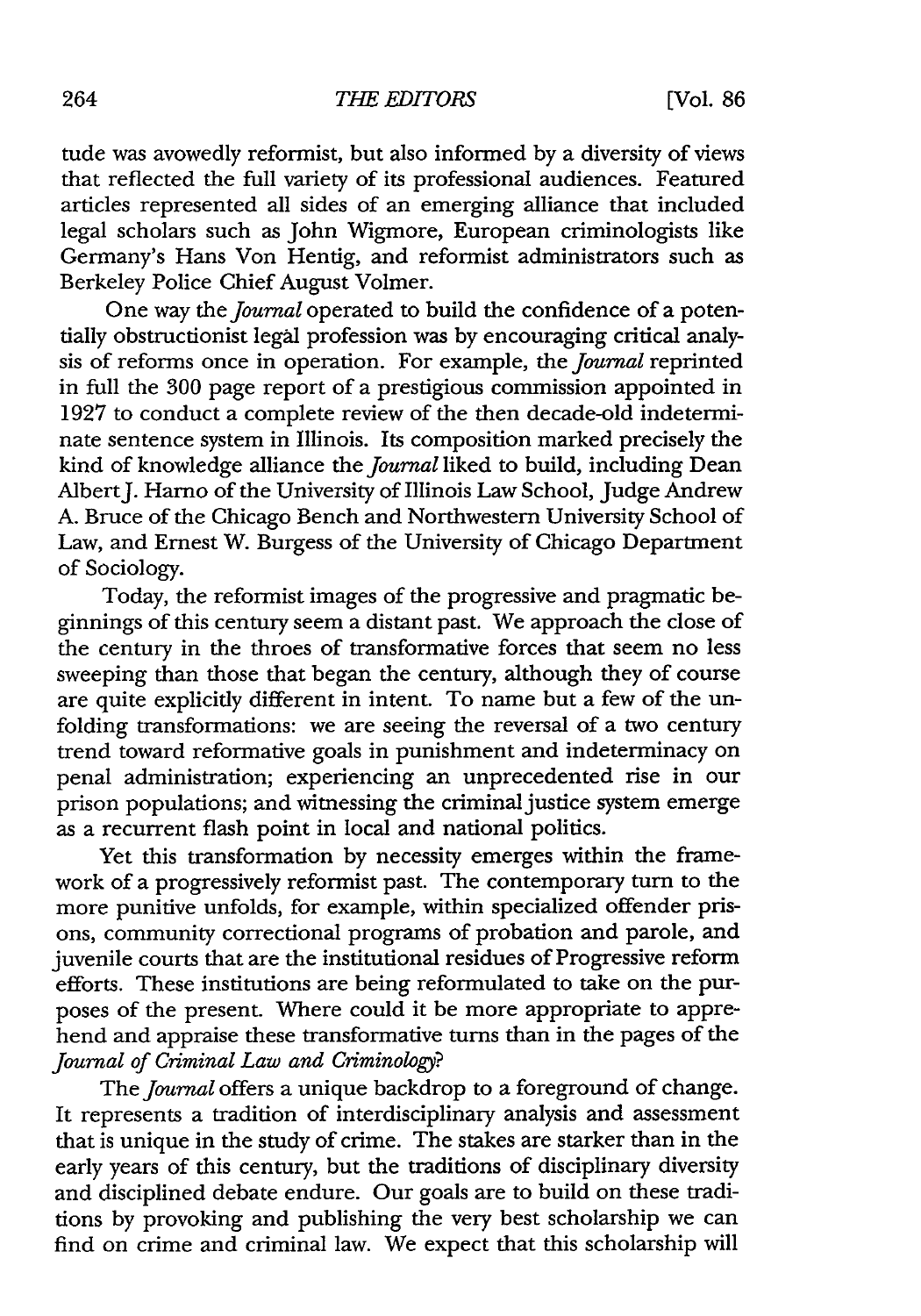tude was avowedly reformist, but also informed by a diversity of views that reflected the full variety of its professional audiences. Featured articles represented all sides of an emerging alliance that included legal scholars such as John Wigmore, European criminologists like Germany's Hans Von Hentig, and reformist administrators such as Berkeley Police Chief August Volmer.

One way the *Journal* operated to build the confidence of a potentially obstructionist legal profession was by encouraging critical analysis of reforms once in operation. For example, the *Journal* reprinted in full the 300 page report of a prestigious commission appointed in 1927 to conduct a complete review of the then decade-old indeterminate sentence system in Illinois. Its composition marked precisely the kind of knowledge alliance the *Journal* liked to build, including Dean Albert J. Harno of the University of Illinois Law School, Judge Andrew A. Bruce of the Chicago Bench and Northwestern University School of Law, and Ernest W. Burgess of the University of Chicago Department of Sociology.

Today, the reformist images of the progressive and pragmatic beginnings of this century seem a distant past. We approach the close of the century in the throes of transformative forces that seem no less sweeping than those that began the century, although they of course are quite explicitly different in intent. To name but a few of the unfolding transformations: we are seeing the reversal of a two century trend toward reformative goals in punishment and indeterminacy on penal administration; experiencing an unprecedented rise in our prison populations; and witnessing the criminal justice system emerge as a recurrent flash point in local and national politics.

Yet this transformation by necessity emerges within the framework of a progressively reformist past. The contemporary turn to the more punitive unfolds, for example, within specialized offender prisons, community correctional programs of probation and parole, and juvenile courts that are the institutional residues of Progressive reform efforts. These institutions are being reformulated to take on the purposes of the present. Where could it be more appropriate to apprehend and appraise these transformative turns than in the pages of the *Journal of Criminal Law and Criminology*?

The *Journal* offers a unique backdrop to a foreground of change. It represents a tradition of interdisciplinary analysis and assessment that is unique in the study of crime. The stakes are starker than in the early years of this century, but the traditions of disciplinary diversity and disciplined debate endure. Our goals are to build on these traditions by provoking and publishing the very best scholarship we can find on crime and criminal law. We expect that this scholarship will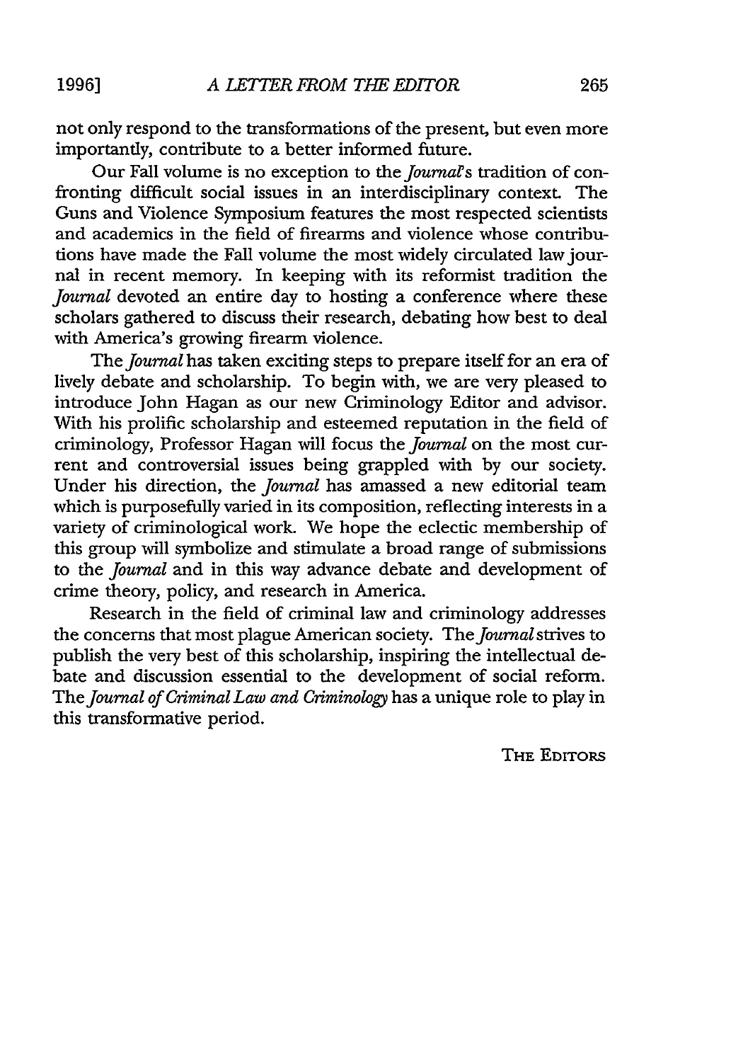not only respond to the transformations of the present, but even more importantly, contribute to a better informed future.

Our Fall volume is no exception to the *Journal's* tradition of confronting difficult social issues in an interdisciplinary context. The Guns and Violence Symposium features the most respected scientists and academics in the field of firearms and violence whose contributions have made the Fall volume the most widely circulated law journal in recent memory. In keeping with its reformist tradition the *Journal* devoted an entire day to hosting a conference where these scholars gathered to discuss their research, debating how best to deal with America's growing firearm violence.

The *Journal* has taken exciting steps to prepare itself for an era of lively debate and scholarship. To begin with, we are very pleased to introduce John Hagan as our new Criminology Editor and advisor. With his prolific scholarship and esteemed reputation in the field of criminology, Professor Hagan will focus the *Journal* on the most current and controversial issues being grappled with by our society. Under his direction, the *Journal* has amassed a new editorial team which is purposefully varied in its composition, reflecting interests in a variety of criminological work. We hope the eclectic membership of this group will symbolize and stimulate a broad range of submissions to the *Journal* and in this way advance debate and development of crime theory, policy, and research in America.

Research in the field of criminal law and criminology addresses the concerns that most plague American society. The *Journal* strives to publish the very best of this scholarship, inspiring the intellectual debate and discussion essential to the development of social reform. The *Journal of Criminal Law and Criminology* has a unique role to play in this transformative period.

THE EDITORS